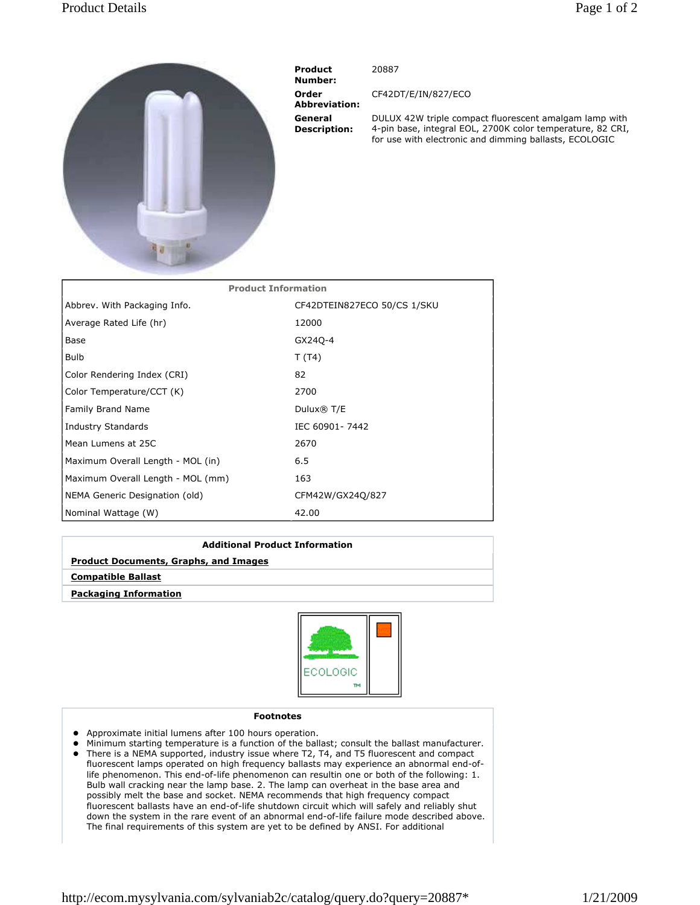| | |
|---|---|
| **Product Number:** | 20887 |
| **Order Abbreviation:** | CF42DT/E/IN/827/ECO |
| **General Description:** | DULUX 42W triple compact fluorescent amalgam lamp with 4-pin base, integral EOL, 2700K color temperature, 82 CRI, for use with electronic and dimming ballasts, ECOLOGIC |

| Product Information | |
|---|---|
| Abbrev. With Packaging Info. | CF42DTEIN827ECO 50/CS 1/SKU |
| Average Rated Life (hr) | 12000 |
| Base | GX24Q-4 |
| Bulb | T (T4) |
| Color Rendering Index (CRI) | 82 |
| Color Temperature/CCT (K) | 2700 |
| Family Brand Name | Dulux® T/E |
| Industry Standards | IEC 60901- 7442 |
| Mean Lumens at 25C | 2670 |
| Maximum Overall Length - MOL (in) | 6.5 |
| Maximum Overall Length - MOL (mm) | 163 |
| NEMA Generic Designation (old) | CFM42W/GX24Q/827 |
| Nominal Wattage (W) | 42.00 |

**Additional Product Information**

**Product Documents, Graphs, and Images**

**Compatible Ballast**

**Packaging Information**

ECOLOGIC ™

**Footnotes**

- Approximate initial lumens after 100 hours operation.
- Minimum starting temperature is a function of the ballast; consult the ballast manufacturer.
- There is a NEMA supported, industry issue where T2, T4, and T5 fluorescent and compact fluorescent lamps operated on high frequency ballasts may experience an abnormal end-of-life phenomenon. This end-of-life phenomenon can resultin one or both of the following: 1. Bulb wall cracking near the lamp base. 2. The lamp can overheat in the base area and possibly melt the base and socket. NEMA recommends that high frequency compact fluorescent ballasts have an end-of-life shutdown circuit which will safely and reliably shut down the system in the rare event of an abnormal end-of-life failure mode described above. The final requirements of this system are yet to be defined by ANSI. For additional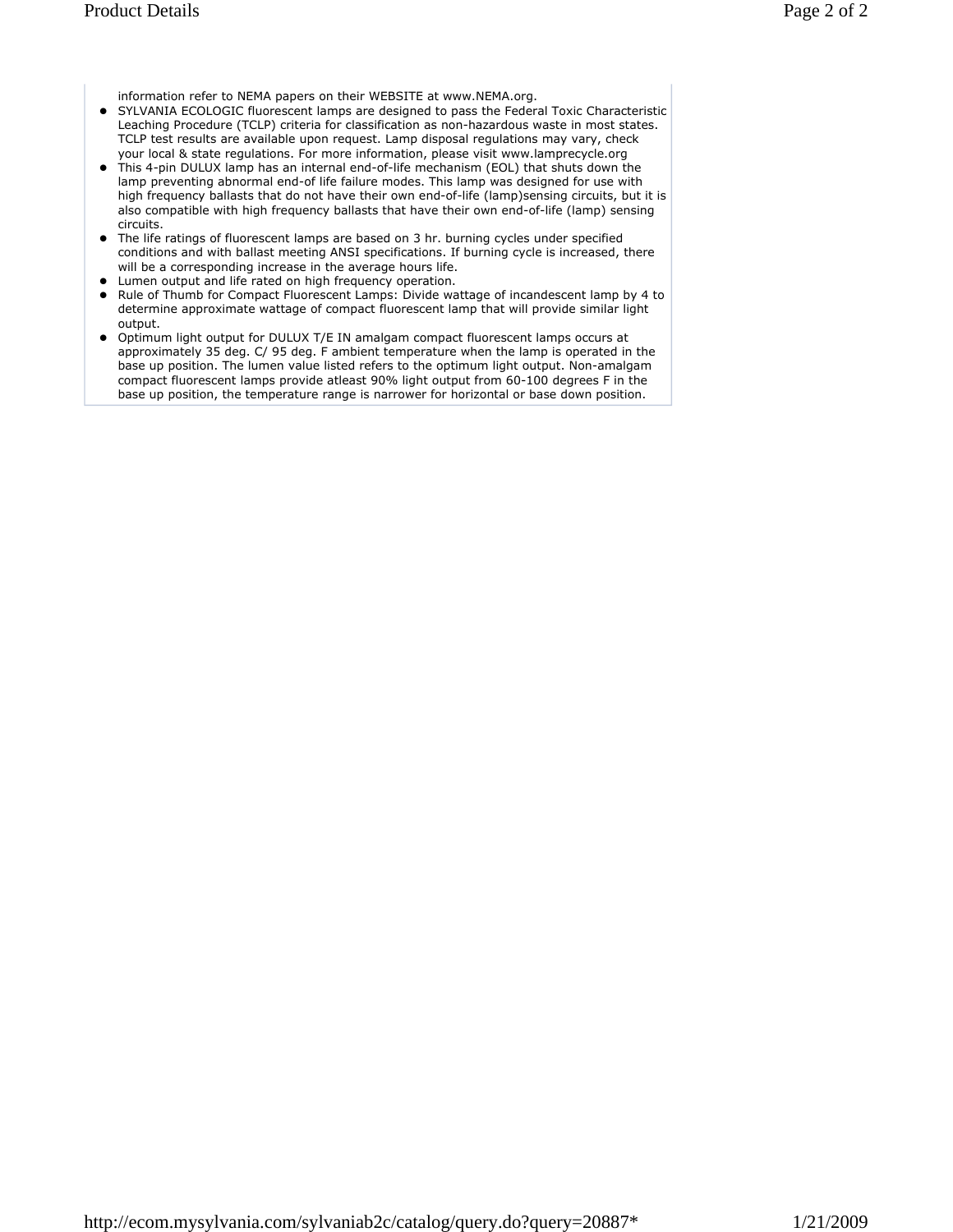information refer to NEMA papers on their WEBSITE at www.NEMA.org.

- SYLVANIA ECOLOGIC fluorescent lamps are designed to pass the Federal Toxic Characteristic Leaching Procedure (TCLP) criteria for classification as non-hazardous waste in most states. TCLP test results are available upon request. Lamp disposal regulations may vary, check your local & state regulations. For more information, please visit www.lamprecycle.org
- This 4-pin DULUX lamp has an internal end-of-life mechanism (EOL) that shuts down the lamp preventing abnormal end-of life failure modes. This lamp was designed for use with high frequency ballasts that do not have their own end-of-life (lamp)sensing circuits, but it is also compatible with high frequency ballasts that have their own end-of-life (lamp) sensing circuits.
- The life ratings of fluorescent lamps are based on 3 hr. burning cycles under specified conditions and with ballast meeting ANSI specifications. If burning cycle is increased, there will be a corresponding increase in the average hours life.
- Lumen output and life rated on high frequency operation.
- Rule of Thumb for Compact Fluorescent Lamps: Divide wattage of incandescent lamp by 4 to determine approximate wattage of compact fluorescent lamp that will provide similar light output.
- Optimum light output for DULUX T/E IN amalgam compact fluorescent lamps occurs at approximately 35 deg. C/ 95 deg. F ambient temperature when the lamp is operated in the base up position. The lumen value listed refers to the optimum light output. Non-amalgam compact fluorescent lamps provide atleast 90% light output from 60-100 degrees F in the base up position, the temperature range is narrower for horizontal or base down position.